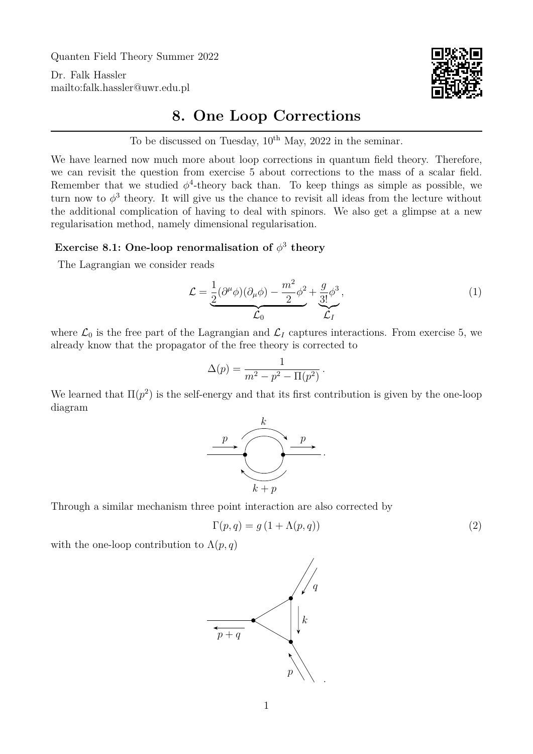Quanten Field Theory Summer 2022

Dr. Falk Hassler
mailto:falk.hassler@uwr.edu.pl

# 8. One Loop Corrections

To be discussed on Tuesday, 10th May, 2022 in the seminar.

We have learned now much more about loop corrections in quantum field theory. Therefore, we can revisit the question from exercise 5 about corrections to the mass of a scalar field. Remember that we studied $\phi^4$-theory back than. To keep things as simple as possible, we turn now to $\phi^3$ theory. It will give us the chance to revisit all ideas from the lecture without the additional complication of having to deal with spinors. We also get a glimpse at a new regularisation method, namely dimensional regularisation.

### Exercise 8.1: One-loop renormalisation of $\phi^3$ theory

The Lagrangian we consider reads

$$\mathcal{L} = \underbrace{\frac{1}{2}(\partial^\mu \phi)(\partial_\mu \phi) - \frac{m^2}{2}\phi^2}_{\mathcal{L}_0} + \underbrace{\frac{g}{3!}\phi^3}_{\mathcal{L}_I}, \tag{1}$$

where $\mathcal{L}_0$ is the free part of the Lagrangian and $\mathcal{L}_I$ captures interactions. From exercise 5, we already know that the propagator of the free theory is corrected to

$$\Delta(p) = \frac{1}{m^2 - p^2 - \Pi(p^2)}\,.$$

We learned that $\Pi(p^2)$ is the self-energy and that its first contribution is given by the one-loop diagram

[Diagram: one-loop self-energy bubble with external momentum $p$ in and out, loop momenta $k$ and $k+p$.]

Through a similar mechanism three point interaction are also corrected by

$$\Gamma(p,q) = g\,(1 + \Lambda(p,q)) \tag{2}$$

with the one-loop contribution to $\Lambda(p,q)$

[Diagram: one-loop triangle vertex correction with external momenta $p$, $q$ incoming and $p+q$ outgoing, internal momentum $k$.]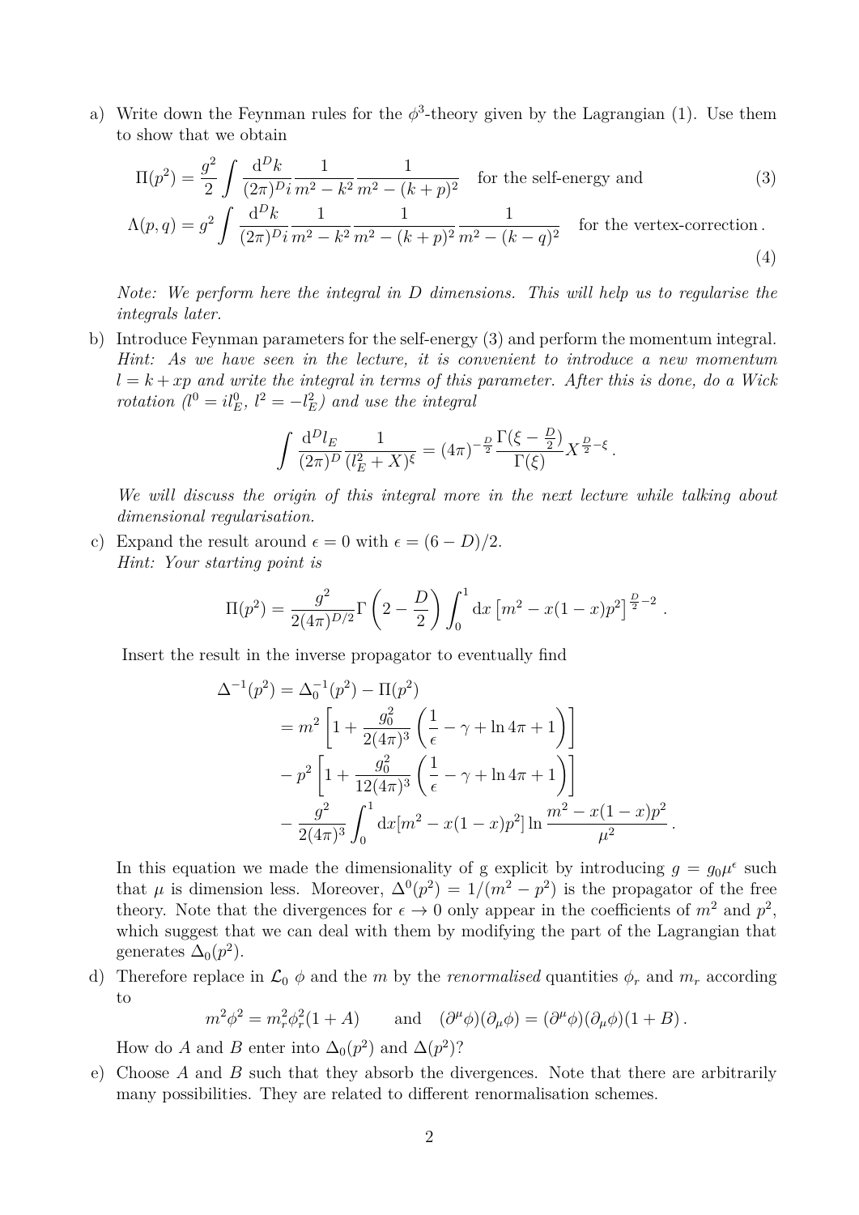a) Write down the Feynman rules for the $\phi^3$-theory given by the Lagrangian (1). Use them to show that we obtain

$$\Pi(p^2) = \frac{g^2}{2} \int \frac{\mathrm{d}^D k}{(2\pi)^D i} \frac{1}{m^2 - k^2} \frac{1}{m^2 - (k+p)^2} \quad \text{for the self-energy and} \tag{3}$$

$$\Lambda(p,q) = g^2 \int \frac{\mathrm{d}^D k}{(2\pi)^D i} \frac{1}{m^2 - k^2} \frac{1}{m^2 - (k+p)^2} \frac{1}{m^2 - (k-q)^2} \quad \text{for the vertex-correction}\,. \tag{4}$$

*Note: We perform here the integral in D dimensions. This will help us to regularise the integrals later.*

b) Introduce Feynman parameters for the self-energy (3) and perform the momentum integral. *Hint: As we have seen in the lecture, it is convenient to introduce a new momentum $l = k + xp$ and write the integral in terms of this parameter. After this is done, do a Wick rotation ($l^0 = i l^0_E$, $l^2 = -l^2_E$) and use the integral*

$$\int \frac{\mathrm{d}^D l_E}{(2\pi)^D} \frac{1}{(l_E^2 + X)^\xi} = (4\pi)^{-\frac{D}{2}} \frac{\Gamma(\xi - \frac{D}{2})}{\Gamma(\xi)} X^{\frac{D}{2} - \xi}\,.$$

*We will discuss the origin of this integral more in the next lecture while talking about dimensional regularisation.*

c) Expand the result around $\epsilon = 0$ with $\epsilon = (6-D)/2$.
*Hint: Your starting point is*

$$\Pi(p^2) = \frac{g^2}{2(4\pi)^{D/2}} \Gamma\left(2 - \frac{D}{2}\right) \int_0^1 \mathrm{d}x \left[m^2 - x(1-x)p^2\right]^{\frac{D}{2}-2}\,.$$

Insert the result in the inverse propagator to eventually find

$$\begin{aligned}
\Delta^{-1}(p^2) &= \Delta_0^{-1}(p^2) - \Pi(p^2) \\
&= m^2 \left[1 + \frac{g_0^2}{2(4\pi)^3}\left(\frac{1}{\epsilon} - \gamma + \ln 4\pi + 1\right)\right] \\
&\quad - p^2 \left[1 + \frac{g_0^2}{12(4\pi)^3}\left(\frac{1}{\epsilon} - \gamma + \ln 4\pi + 1\right)\right] \\
&\quad - \frac{g^2}{2(4\pi)^3} \int_0^1 \mathrm{d}x [m^2 - x(1-x)p^2] \ln \frac{m^2 - x(1-x)p^2}{\mu^2}\,.
\end{aligned}$$

In this equation we made the dimensionality of g explicit by introducing $g = g_0 \mu^\epsilon$ such that $\mu$ is dimension less. Moreover, $\Delta^0(p^2) = 1/(m^2 - p^2)$ is the propagator of the free theory. Note that the divergences for $\epsilon \to 0$ only appear in the coefficients of $m^2$ and $p^2$, which suggest that we can deal with them by modifying the part of the Lagrangian that generates $\Delta_0(p^2)$.

d) Therefore replace in $\mathcal{L}_0$ $\phi$ and the $m$ by the *renormalised* quantities $\phi_r$ and $m_r$ according to

$$m^2\phi^2 = m_r^2 \phi_r^2 (1 + A) \qquad \text{and} \quad (\partial^\mu \phi)(\partial_\mu \phi) = (\partial^\mu \phi)(\partial_\mu \phi)(1 + B)\,.$$

How do $A$ and $B$ enter into $\Delta_0(p^2)$ and $\Delta(p^2)$?

e) Choose $A$ and $B$ such that they absorb the divergences. Note that there are arbitrarily many possibilities. They are related to different renormalisation schemes.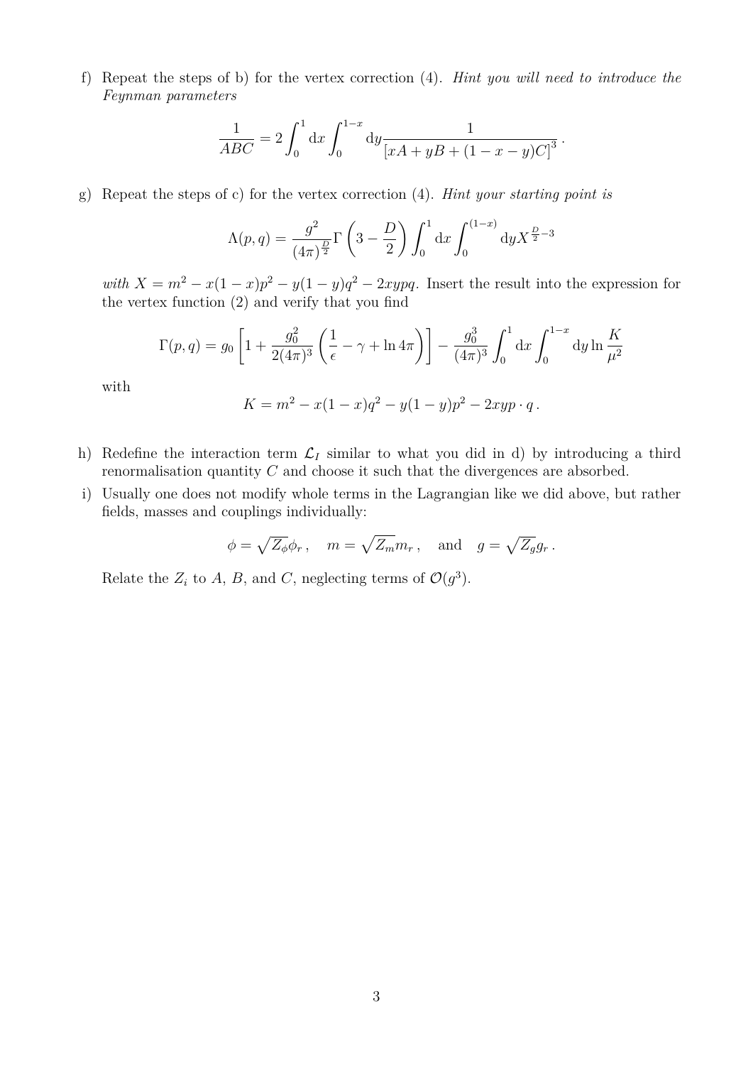f) Repeat the steps of b) for the vertex correction (4). *Hint you will need to introduce the Feynman parameters*

$$\frac{1}{ABC} = 2\int_0^1 \mathrm{d}x \int_0^{1-x} \mathrm{d}y \frac{1}{\left[xA + yB + (1-x-y)C\right]^3}\,.$$

g) Repeat the steps of c) for the vertex correction (4). *Hint your starting point is*

$$\Lambda(p,q) = \frac{g^2}{(4\pi)^{\frac{D}{2}}}\Gamma\left(3 - \frac{D}{2}\right)\int_0^1 \mathrm{d}x \int_0^{(1-x)} \mathrm{d}y X^{\frac{D}{2}-3}$$

*with* $X = m^2 - x(1-x)p^2 - y(1-y)q^2 - 2xypq$. Insert the result into the expression for the vertex function (2) and verify that you find

$$\Gamma(p,q) = g_0\left[1 + \frac{g_0^2}{2(4\pi)^3}\left(\frac{1}{\epsilon} - \gamma + \ln 4\pi\right)\right] - \frac{g_0^3}{(4\pi)^3}\int_0^1 \mathrm{d}x \int_0^{1-x} \mathrm{d}y \ln\frac{K}{\mu^2}$$

with

$$K = m^2 - x(1-x)q^2 - y(1-y)p^2 - 2xyp\cdot q\,.$$

h) Redefine the interaction term $\mathcal{L}_I$ similar to what you did in d) by introducing a third renormalisation quantity $C$ and choose it such that the divergences are absorbed.

i) Usually one does not modify whole terms in the Lagrangian like we did above, but rather fields, masses and couplings individually:

$$\phi = \sqrt{Z_\phi}\phi_r\,, \quad m = \sqrt{Z_m}m_r\,, \quad \text{and} \quad g = \sqrt{Z_g}g_r\,.$$

Relate the $Z_i$ to $A$, $B$, and $C$, neglecting terms of $\mathcal{O}(g^3)$.